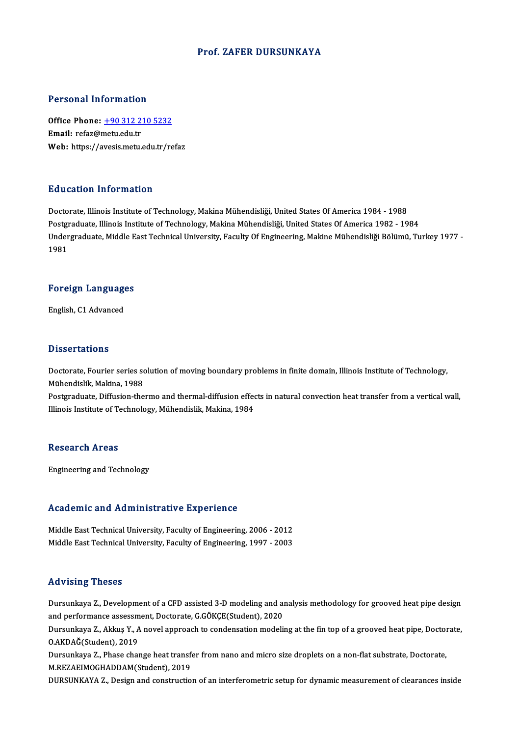# Prof. ZAFER DURSUNKAYA

## Personal Information

**Office Phone:** +90 312 210 5232
**Email:** refaz@metu.edu.tr
**Web:** https://avesis.metu.edu.tr/refaz

## Education Information

Doctorate, Illinois Institute of Technology, Makina Mühendisliği, United States Of America 1984 - 1988
Postgraduate, Illinois Institute of Technology, Makina Mühendisliği, United States Of America 1982 - 1984
Undergraduate, Middle East Technical University, Faculty Of Engineering, Makine Mühendisliği Bölümü, Turkey 1977 - 1981

## Foreign Languages

English, C1 Advanced

## Dissertations

Doctorate, Fourier series solution of moving boundary problems in finite domain, Illinois Institute of Technology, Mühendislik, Makina, 1988
Postgraduate, Diffusion-thermo and thermal-diffusion effects in natural convection heat transfer from a vertical wall, Illinois Institute of Technology, Mühendislik, Makina, 1984

## Research Areas

Engineering and Technology

## Academic and Administrative Experience

Middle East Technical University, Faculty of Engineering, 2006 - 2012
Middle East Technical University, Faculty of Engineering, 1997 - 2003

## Advising Theses

Dursunkaya Z., Development of a CFD assisted 3-D modeling and analysis methodology for grooved heat pipe design and performance assessment, Doctorate, G.GÖKÇE(Student), 2020
Dursunkaya Z., Akkuş Y., A novel approach to condensation modeling at the fin top of a grooved heat pipe, Doctorate, O.AKDAĞ(Student), 2019
Dursunkaya Z., Phase change heat transfer from nano and micro size droplets on a non-flat substrate, Doctorate, M.REZAEIMOGHADDAM(Student), 2019
DURSUNKAYA Z., Design and construction of an interferometric setup for dynamic measurement of clearances inside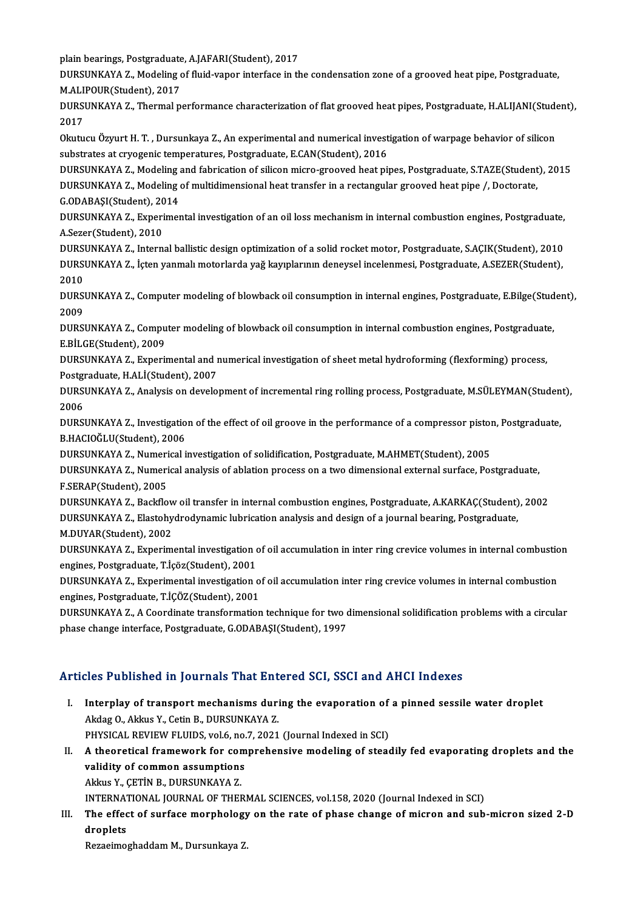plain bearings, Postgraduate, A.JAFARI(Student), 2017

DURSUNKAYA Z., Modeling of fluid-vapor interface in the condensation zone of a grooved heat pipe, Postgraduate, M.ALIPOUR(Student), 2017

DURSUNKAYA Z., Thermal performance characterization of flat grooved heat pipes, Postgraduate, H.ALIJANI(Student), 2017

Okutucu Özyurt H. T. , Dursunkaya Z., An experimental and numerical investigation of warpage behavior of silicon substrates at cryogenic temperatures, Postgraduate, E.CAN(Student), 2016

DURSUNKAYA Z., Modeling and fabrication of silicon micro-grooved heat pipes, Postgraduate, S.TAZE(Student), 2015

DURSUNKAYA Z., Modeling of multidimensional heat transfer in a rectangular grooved heat pipe /, Doctorate, G.ODABAŞI(Student), 2014

DURSUNKAYA Z., Experimental investigation of an oil loss mechanism in internal combustion engines, Postgraduate, A.Sezer(Student), 2010

DURSUNKAYA Z., Internal ballistic design optimization of a solid rocket motor, Postgraduate, S.AÇIK(Student), 2010

DURSUNKAYA Z., İçten yanmalı motorlarda yağ kayıplarının deneysel incelenmesi, Postgraduate, A.SEZER(Student), 2010

DURSUNKAYA Z., Computer modeling of blowback oil consumption in internal engines, Postgraduate, E.Bilge(Student), 2009

DURSUNKAYA Z., Computer modeling of blowback oil consumption in internal combustion engines, Postgraduate, E.BİLGE(Student), 2009

DURSUNKAYA Z., Experimental and numerical investigation of sheet metal hydroforming (flexforming) process, Postgraduate, H.ALİ(Student), 2007

DURSUNKAYA Z., Analysis on development of incremental ring rolling process, Postgraduate, M.SÜLEYMAN(Student), 2006

DURSUNKAYA Z., Investigation of the effect of oil groove in the performance of a compressor piston, Postgraduate, B.HACIOĞLU(Student), 2006

DURSUNKAYA Z., Numerical investigation of solidification, Postgraduate, M.AHMET(Student), 2005

DURSUNKAYA Z., Numerical analysis of ablation process on a two dimensional external surface, Postgraduate, F.SERAP(Student), 2005

DURSUNKAYA Z., Backflow oil transfer in internal combustion engines, Postgraduate, A.KARKAÇ(Student), 2002

DURSUNKAYA Z., Elastohydrodynamic lubrication analysis and design of a journal bearing, Postgraduate, M.DUYAR(Student), 2002

DURSUNKAYA Z., Experimental investigation of oil accumulation in inter ring crevice volumes in internal combustion engines, Postgraduate, T.İçöz(Student), 2001

DURSUNKAYA Z., Experimental investigation of oil accumulation inter ring crevice volumes in internal combustion engines, Postgraduate, T.İÇÖZ(Student), 2001

DURSUNKAYA Z., A Coordinate transformation technique for two dimensional solidification problems with a circular phase change interface, Postgraduate, G.ODABAŞI(Student), 1997

## Articles Published in Journals That Entered SCI, SSCI and AHCI Indexes

I. **Interplay of transport mechanisms during the evaporation of a pinned sessile water droplet**
   Akdag O., Akkus Y., Cetin B., DURSUNKAYA Z.
   PHYSICAL REVIEW FLUIDS, vol.6, no.7, 2021 (Journal Indexed in SCI)

II. **A theoretical framework for comprehensive modeling of steadily fed evaporating droplets and the validity of common assumptions**
   Akkus Y., ÇETİN B., DURSUNKAYA Z.
   INTERNATIONAL JOURNAL OF THERMAL SCIENCES, vol.158, 2020 (Journal Indexed in SCI)

III. **The effect of surface morphology on the rate of phase change of micron and sub-micron sized 2-D droplets**
   Rezaeimoghaddam M., Dursunkaya Z.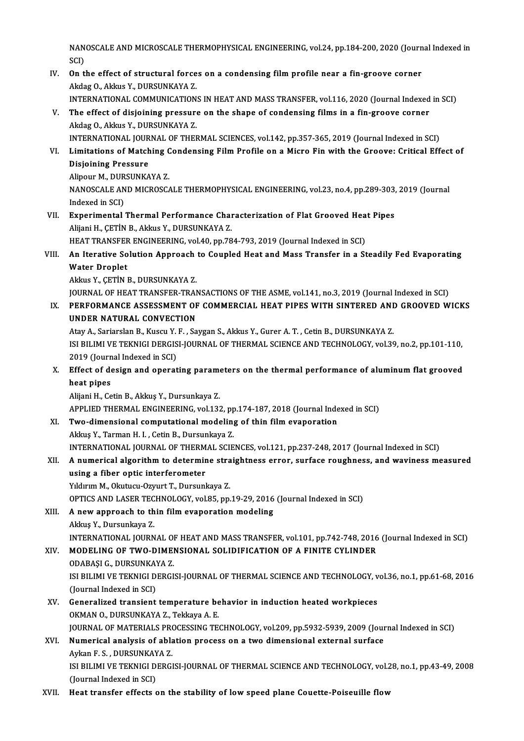NANOSCALE AND MICROSCALE THERMOPHYSICAL ENGINEERING, vol.24, pp.184-200, 2020 (Journal Indexed in SCI)

IV. **On the effect of structural forces on a condensing film profile near a fin-groove corner**
Akdag O., Akkus Y., DURSUNKAYA Z.
INTERNATIONAL COMMUNICATIONS IN HEAT AND MASS TRANSFER, vol.116, 2020 (Journal Indexed in SCI)

V. **The effect of disjoining pressure on the shape of condensing films in a fin-groove corner**
Akdag O., Akkus Y., DURSUNKAYA Z.
INTERNATIONAL JOURNAL OF THERMAL SCIENCES, vol.142, pp.357-365, 2019 (Journal Indexed in SCI)

VI. **Limitations of Matching Condensing Film Profile on a Micro Fin with the Groove: Critical Effect of Disjoining Pressure**
Alipour M., DURSUNKAYA Z.
NANOSCALE AND MICROSCALE THERMOPHYSICAL ENGINEERING, vol.23, no.4, pp.289-303, 2019 (Journal Indexed in SCI)

VII. **Experimental Thermal Performance Characterization of Flat Grooved Heat Pipes**
Alijani H., ÇETİN B., Akkus Y., DURSUNKAYA Z.
HEAT TRANSFER ENGINEERING, vol.40, pp.784-793, 2019 (Journal Indexed in SCI)

VIII. **An Iterative Solution Approach to Coupled Heat and Mass Transfer in a Steadily Fed Evaporating Water Droplet**
Akkus Y., ÇETİN B., DURSUNKAYA Z.
JOURNAL OF HEAT TRANSFER-TRANSACTIONS OF THE ASME, vol.141, no.3, 2019 (Journal Indexed in SCI)

IX. **PERFORMANCE ASSESSMENT OF COMMERCIAL HEAT PIPES WITH SINTERED AND GROOVED WICKS UNDER NATURAL CONVECTION**
Atay A., Sariarslan B., Kuscu Y. F. , Saygan S., Akkus Y., Gurer A. T. , Cetin B., DURSUNKAYA Z.
ISI BILIMI VE TEKNIGI DERGISI-JOURNAL OF THERMAL SCIENCE AND TECHNOLOGY, vol.39, no.2, pp.101-110, 2019 (Journal Indexed in SCI)

X. **Effect of design and operating parameters on the thermal performance of aluminum flat grooved heat pipes**
Alijani H., Cetin B., Akkuş Y., Dursunkaya Z.
APPLIED THERMAL ENGINEERING, vol.132, pp.174-187, 2018 (Journal Indexed in SCI)

XI. **Two-dimensional computational modeling of thin film evaporation**
Akkuş Y., Tarman H. I. , Cetin B., Dursunkaya Z.
INTERNATIONAL JOURNAL OF THERMAL SCIENCES, vol.121, pp.237-248, 2017 (Journal Indexed in SCI)

XII. **A numerical algorithm to determine straightness error, surface roughness, and waviness measured using a fiber optic interferometer**
Yıldırım M., Okutucu-Ozyurt T., Dursunkaya Z.
OPTICS AND LASER TECHNOLOGY, vol.85, pp.19-29, 2016 (Journal Indexed in SCI)

XIII. **A new approach to thin film evaporation modeling**
Akkuş Y., Dursunkaya Z.
INTERNATIONAL JOURNAL OF HEAT AND MASS TRANSFER, vol.101, pp.742-748, 2016 (Journal Indexed in SCI)

XIV. **MODELING OF TWO-DIMENSIONAL SOLIDIFICATION OF A FINITE CYLINDER**
ODABAŞI G., DURSUNKAYA Z.
ISI BILIMI VE TEKNIGI DERGISI-JOURNAL OF THERMAL SCIENCE AND TECHNOLOGY, vol.36, no.1, pp.61-68, 2016 (Journal Indexed in SCI)

XV. **Generalized transient temperature behavior in induction heated workpieces**
OKMAN O., DURSUNKAYA Z., Tekkaya A. E.
JOURNAL OF MATERIALS PROCESSING TECHNOLOGY, vol.209, pp.5932-5939, 2009 (Journal Indexed in SCI)

XVI. **Numerical analysis of ablation process on a two dimensional external surface**
Aykan F. S. , DURSUNKAYA Z.
ISI BILIMI VE TEKNIGI DERGISI-JOURNAL OF THERMAL SCIENCE AND TECHNOLOGY, vol.28, no.1, pp.43-49, 2008 (Journal Indexed in SCI)

XVII. **Heat transfer effects on the stability of low speed plane Couette-Poiseuille flow**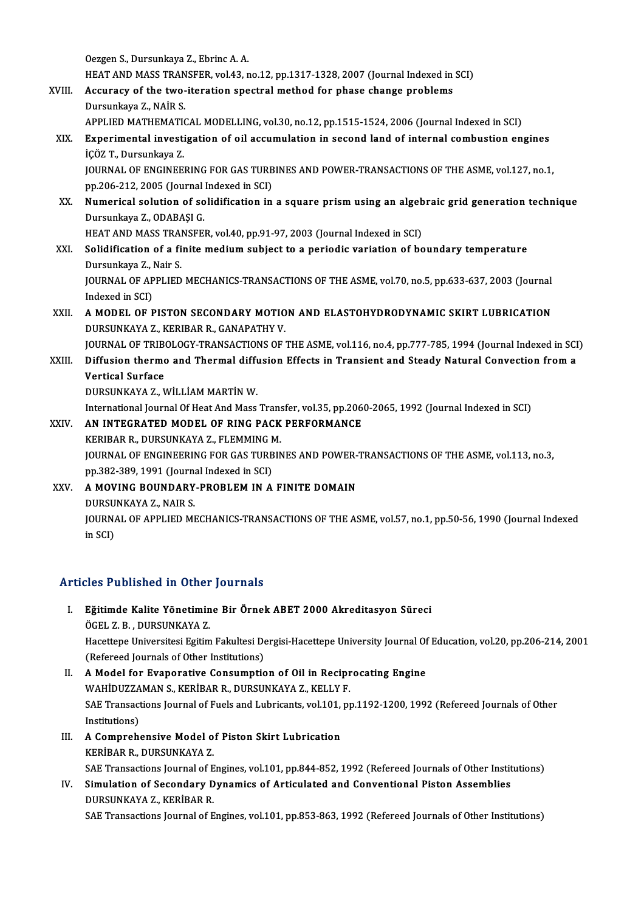Oezgen S., Dursunkaya Z., Ebrinc A. A.
HEAT AND MASS TRANSFER, vol.43, no.12, pp.1317-1328, 2007 (Journal Indexed in SCI)

XVIII. **Accuracy of the two-iteration spectral method for phase change problems**
Dursunkaya Z., NAİR S.
APPLIED MATHEMATICAL MODELLING, vol.30, no.12, pp.1515-1524, 2006 (Journal Indexed in SCI)

XIX. **Experimental investigation of oil accumulation in second land of internal combustion engines**
İÇÖZ T., Dursunkaya Z.
JOURNAL OF ENGINEERING FOR GAS TURBINES AND POWER-TRANSACTIONS OF THE ASME, vol.127, no.1, pp.206-212, 2005 (Journal Indexed in SCI)

XX. **Numerical solution of solidification in a square prism using an algebraic grid generation technique**
Dursunkaya Z., ODABAŞI G.
HEAT AND MASS TRANSFER, vol.40, pp.91-97, 2003 (Journal Indexed in SCI)

XXI. **Solidification of a finite medium subject to a periodic variation of boundary temperature**
Dursunkaya Z., Nair S.
JOURNAL OF APPLIED MECHANICS-TRANSACTIONS OF THE ASME, vol.70, no.5, pp.633-637, 2003 (Journal Indexed in SCI)

XXII. **A MODEL OF PISTON SECONDARY MOTION AND ELASTOHYDRODYNAMIC SKIRT LUBRICATION**
DURSUNKAYA Z., KERIBAR R., GANAPATHY V.
JOURNAL OF TRIBOLOGY-TRANSACTIONS OF THE ASME, vol.116, no.4, pp.777-785, 1994 (Journal Indexed in SCI)

XXIII. **Diffusion thermo and Thermal diffusion Effects in Transient and Steady Natural Convection from a Vertical Surface**
DURSUNKAYA Z., WİLLİAM MARTİN W.
International Journal Of Heat And Mass Transfer, vol.35, pp.2060-2065, 1992 (Journal Indexed in SCI)

XXIV. **AN INTEGRATED MODEL OF RING PACK PERFORMANCE**
KERIBAR R., DURSUNKAYA Z., FLEMMING M.
JOURNAL OF ENGINEERING FOR GAS TURBINES AND POWER-TRANSACTIONS OF THE ASME, vol.113, no.3, pp.382-389, 1991 (Journal Indexed in SCI)

XXV. **A MOVING BOUNDARY-PROBLEM IN A FINITE DOMAIN**
DURSUNKAYA Z., NAIR S.
JOURNAL OF APPLIED MECHANICS-TRANSACTIONS OF THE ASME, vol.57, no.1, pp.50-56, 1990 (Journal Indexed in SCI)

## Articles Published in Other Journals

I. **Eğitimde Kalite Yönetimine Bir Örnek ABET 2000 Akreditasyon Süreci**
ÖGEL Z. B. , DURSUNKAYA Z.
Hacettepe Universitesi Egitim Fakultesi Dergisi-Hacettepe University Journal Of Education, vol.20, pp.206-214, 2001 (Refereed Journals of Other Institutions)

II. **A Model for Evaporative Consumption of Oil in Reciprocating Engine**
WAHİDUZZAMAN S., KERİBAR R., DURSUNKAYA Z., KELLY F.
SAE Transactions Journal of Fuels and Lubricants, vol.101, pp.1192-1200, 1992 (Refereed Journals of Other Institutions)

III. **A Comprehensive Model of Piston Skirt Lubrication**
KERİBAR R., DURSUNKAYA Z.
SAE Transactions Journal of Engines, vol.101, pp.844-852, 1992 (Refereed Journals of Other Institutions)

IV. **Simulation of Secondary Dynamics of Articulated and Conventional Piston Assemblies**
DURSUNKAYA Z., KERİBAR R.
SAE Transactions Journal of Engines, vol.101, pp.853-863, 1992 (Refereed Journals of Other Institutions)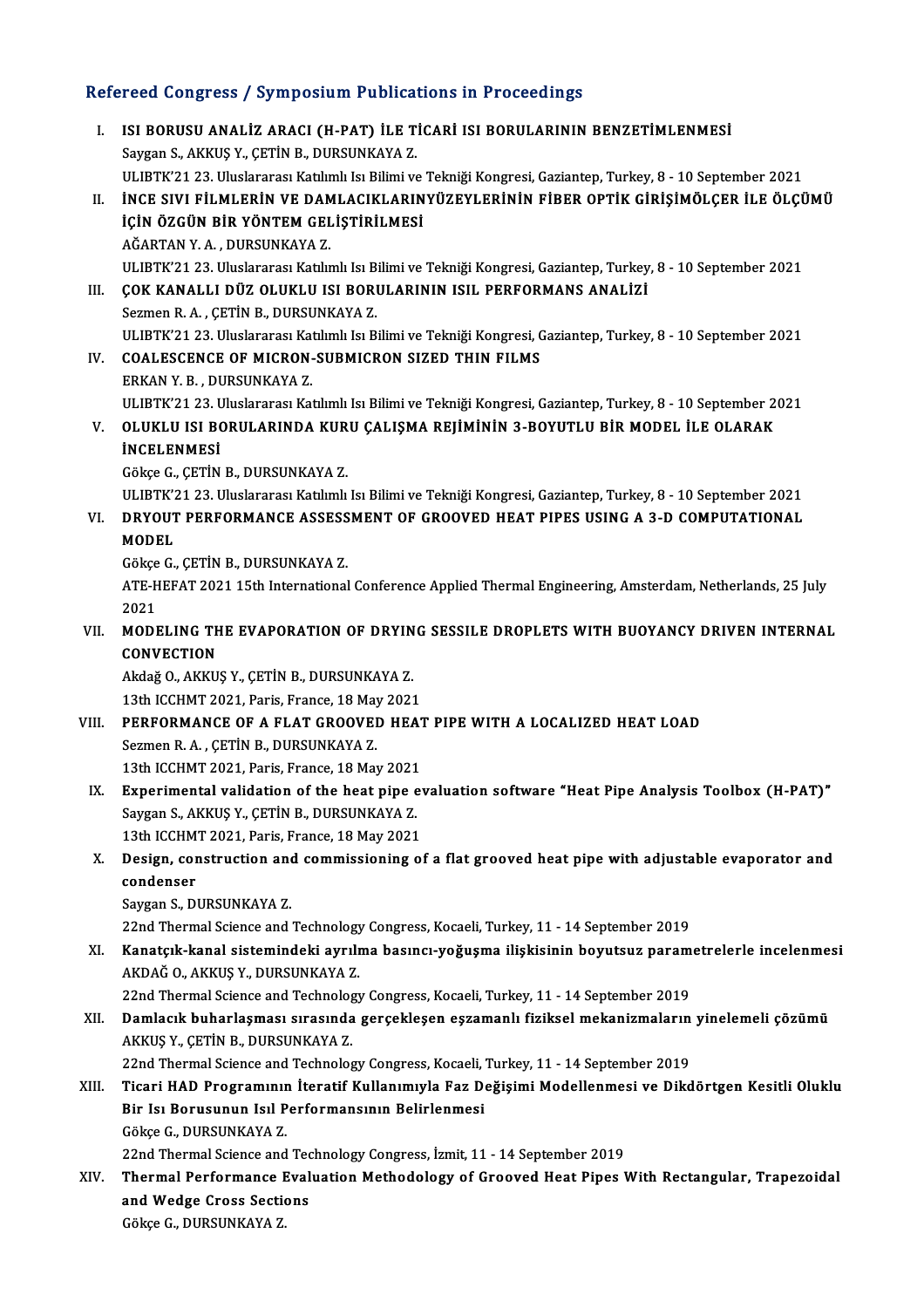## Refereed Congress / Symposium Publications in Proceedings

I. **ISI BORUSU ANALİZ ARACI (H-PAT) İLE TİCARİ ISI BORULARININ BENZETİMLENMESİ**
   Saygan S., AKKUŞ Y., ÇETİN B., DURSUNKAYA Z.
   ULIBTK'21 23. Uluslararası Katılımlı Isı Bilimi ve Tekniği Kongresi, Gaziantep, Turkey, 8 - 10 September 2021

II. **İNCE SIVI FİLMLERİN VE DAMLACIKLARINYÜZEYLERİNİN FİBER OPTİK GİRİŞİMÖLÇER İLE ÖLÇÜMÜ İÇİN ÖZGÜN BİR YÖNTEM GELİŞTİRİLMESİ**
   AĞARTAN Y. A. , DURSUNKAYA Z.
   ULIBTK'21 23. Uluslararası Katılımlı Isı Bilimi ve Tekniği Kongresi, Gaziantep, Turkey, 8 - 10 September 2021

III. **ÇOK KANALLI DÜZ OLUKLU ISI BORULARININ ISIL PERFORMANS ANALİZİ**
   Sezmen R. A. , ÇETİN B., DURSUNKAYA Z.
   ULIBTK'21 23. Uluslararası Katılımlı Isı Bilimi ve Tekniği Kongresi, Gaziantep, Turkey, 8 - 10 September 2021

IV. **COALESCENCE OF MICRON-SUBMICRON SIZED THIN FILMS**
   ERKAN Y. B. , DURSUNKAYA Z.
   ULIBTK'21 23. Uluslararası Katılımlı Isı Bilimi ve Tekniği Kongresi, Gaziantep, Turkey, 8 - 10 September 2021

V. **OLUKLU ISI BORULARINDA KURU ÇALIŞMA REJİMİNİN 3-BOYUTLU BİR MODEL İLE OLARAK İNCELENMESİ**
   Gökçe G., ÇETİN B., DURSUNKAYA Z.
   ULIBTK'21 23. Uluslararası Katılımlı Isı Bilimi ve Tekniği Kongresi, Gaziantep, Turkey, 8 - 10 September 2021

VI. **DRYOUT PERFORMANCE ASSESSMENT OF GROOVED HEAT PIPES USING A 3-D COMPUTATIONAL MODEL**
   Gökçe G., ÇETİN B., DURSUNKAYA Z.
   ATE-HEFAT 2021 15th International Conference Applied Thermal Engineering, Amsterdam, Netherlands, 25 July 2021

VII. **MODELING THE EVAPORATION OF DRYING SESSILE DROPLETS WITH BUOYANCY DRIVEN INTERNAL CONVECTION**
   Akdağ O., AKKUŞ Y., ÇETİN B., DURSUNKAYA Z.
   13th ICCHMT 2021, Paris, France, 18 May 2021

VIII. **PERFORMANCE OF A FLAT GROOVED HEAT PIPE WITH A LOCALIZED HEAT LOAD**
   Sezmen R. A. , ÇETİN B., DURSUNKAYA Z.
   13th ICCHMT 2021, Paris, France, 18 May 2021

IX. **Experimental validation of the heat pipe evaluation software "Heat Pipe Analysis Toolbox (H-PAT)"**
   Saygan S., AKKUŞ Y., ÇETİN B., DURSUNKAYA Z.
   13th ICCHMT 2021, Paris, France, 18 May 2021

X. **Design, construction and commissioning of a flat grooved heat pipe with adjustable evaporator and condenser**
   Saygan S., DURSUNKAYA Z.
   22nd Thermal Science and Technology Congress, Kocaeli, Turkey, 11 - 14 September 2019

XI. **Kanatçık-kanal sistemindeki ayrılma basıncı-yoğuşma ilişkisinin boyutsuz parametrelerle incelenmesi**
   AKDAĞ O., AKKUŞ Y., DURSUNKAYA Z.
   22nd Thermal Science and Technology Congress, Kocaeli, Turkey, 11 - 14 September 2019

XII. **Damlacık buharlaşması sırasında gerçekleşen eşzamanlı fiziksel mekanizmaların yinelemeli çözümü**
   AKKUŞ Y., ÇETİN B., DURSUNKAYA Z.
   22nd Thermal Science and Technology Congress, Kocaeli, Turkey, 11 - 14 September 2019

XIII. **Ticari HAD Programının İteratif Kullanımıyla Faz Değişimi Modellenmesi ve Dikdörtgen Kesitli Oluklu Bir Isı Borusunun Isıl Performansının Belirlenmesi**
   Gökçe G., DURSUNKAYA Z.
   22nd Thermal Science and Technology Congress, İzmit, 11 - 14 September 2019

XIV. **Thermal Performance Evaluation Methodology of Grooved Heat Pipes With Rectangular, Trapezoidal and Wedge Cross Sections**
   Gökçe G., DURSUNKAYA Z.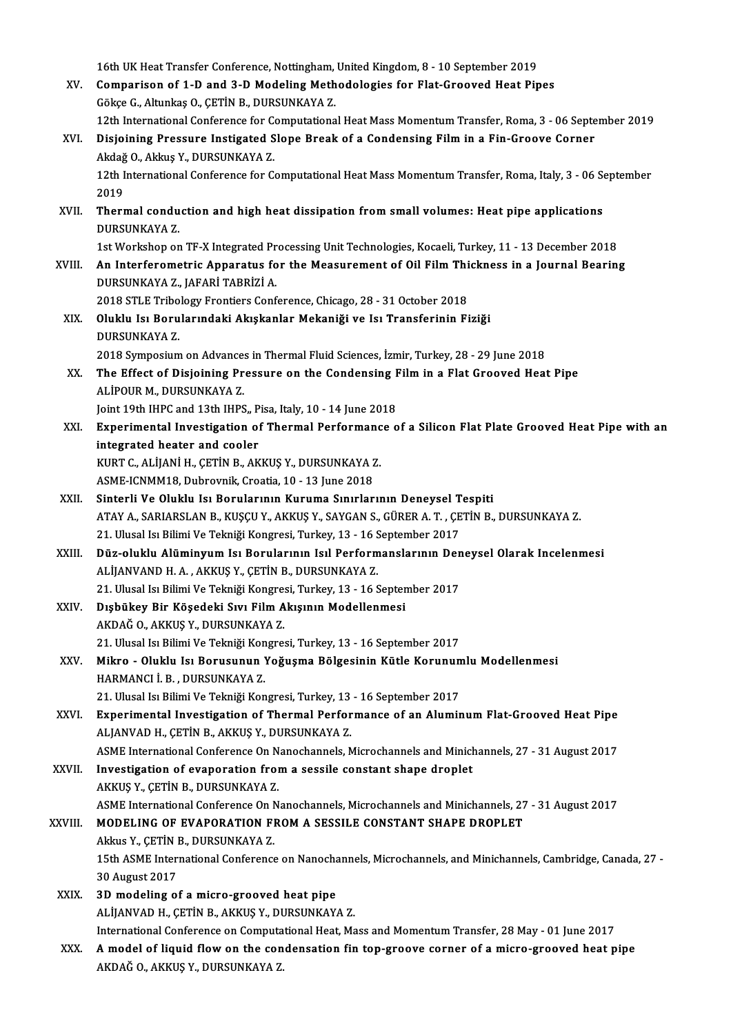16th UK Heat Transfer Conference, Nottingham, United Kingdom, 8 - 10 September 2019

XV. **Comparison of 1-D and 3-D Modeling Methodologies for Flat-Grooved Heat Pipes**
Gökçe G., Altunkaş O., ÇETİN B., DURSUNKAYA Z.
12th International Conference for Computational Heat Mass Momentum Transfer, Roma, 3 - 06 September 2019

XVI. **Disjoining Pressure Instigated Slope Break of a Condensing Film in a Fin-Groove Corner**
Akdağ O., Akkuş Y., DURSUNKAYA Z.
12th International Conference for Computational Heat Mass Momentum Transfer, Roma, Italy, 3 - 06 September 2019

XVII. **Thermal conduction and high heat dissipation from small volumes: Heat pipe applications**
DURSUNKAYA Z.
1st Workshop on TF-X Integrated Processing Unit Technologies, Kocaeli, Turkey, 11 - 13 December 2018

XVIII. **An Interferometric Apparatus for the Measurement of Oil Film Thickness in a Journal Bearing**
DURSUNKAYA Z., JAFARİ TABRİZİ A.
2018 STLE Tribology Frontiers Conference, Chicago, 28 - 31 October 2018

XIX. **Oluklu Isı Borularındaki Akışkanlar Mekaniği ve Isı Transferinin Fiziği**
DURSUNKAYA Z.
2018 Symposium on Advances in Thermal Fluid Sciences, İzmir, Turkey, 28 - 29 June 2018

XX. **The Effect of Disjoining Pressure on the Condensing Film in a Flat Grooved Heat Pipe**
ALİPOUR M., DURSUNKAYA Z.
Joint 19th IHPC and 13th IHPS,, Pisa, Italy, 10 - 14 June 2018

XXI. **Experimental Investigation of Thermal Performance of a Silicon Flat Plate Grooved Heat Pipe with an integrated heater and cooler**
KURT C., ALİJANİ H., ÇETİN B., AKKUŞ Y., DURSUNKAYA Z.
ASME-ICNMM18, Dubrovnik, Croatia, 10 - 13 June 2018

XXII. **Sinterli Ve Oluklu Isı Borularının Kuruma Sınırlarının Deneysel Tespiti**
ATAY A., SARIARSLAN B., KUŞÇU Y., AKKUŞ Y., SAYGAN S., GÜRER A. T. , ÇETİN B., DURSUNKAYA Z.
21. Ulusal Isı Bilimi Ve Tekniği Kongresi, Turkey, 13 - 16 September 2017

XXIII. **Düz-oluklu Alüminyum Isı Borularının Isıl Performanslarının Deneysel Olarak Incelenmesi**
ALİJANVAND H. A. , AKKUŞ Y., ÇETİN B., DURSUNKAYA Z.
21. Ulusal Isı Bilimi Ve Tekniği Kongresi, Turkey, 13 - 16 September 2017

XXIV. **Dışbükey Bir Köşedeki Sıvı Film Akışının Modellenmesi**
AKDAĞ O., AKKUŞ Y., DURSUNKAYA Z.
21. Ulusal Isı Bilimi Ve Tekniği Kongresi, Turkey, 13 - 16 September 2017

XXV. **Mikro - Oluklu Isı Borusunun Yoğuşma Bölgesinin Kütle Korunumlu Modellenmesi**
HARMANCI İ. B. , DURSUNKAYA Z.
21. Ulusal Isı Bilimi Ve Tekniği Kongresi, Turkey, 13 - 16 September 2017

XXVI. **Experimental Investigation of Thermal Performance of an Aluminum Flat-Grooved Heat Pipe**
ALJANVAD H., ÇETİN B., AKKUŞ Y., DURSUNKAYA Z.
ASME International Conference On Nanochannels, Microchannels and Minichannels, 27 - 31 August 2017

XXVII. **Investigation of evaporation from a sessile constant shape droplet**
AKKUŞ Y., ÇETİN B., DURSUNKAYA Z.
ASME International Conference On Nanochannels, Microchannels and Minichannels, 27 - 31 August 2017

XXVIII. **MODELING OF EVAPORATION FROM A SESSILE CONSTANT SHAPE DROPLET**
Akkus Y., ÇETİN B., DURSUNKAYA Z.
15th ASME International Conference on Nanochannels, Microchannels, and Minichannels, Cambridge, Canada, 27 - 30 August 2017

XXIX. **3D modeling of a micro-grooved heat pipe**
ALİJANVAD H., ÇETİN B., AKKUŞ Y., DURSUNKAYA Z.
International Conference on Computational Heat, Mass and Momentum Transfer, 28 May - 01 June 2017

XXX. **A model of liquid flow on the condensation fin top-groove corner of a micro-grooved heat pipe**
AKDAĞ O., AKKUŞ Y., DURSUNKAYA Z.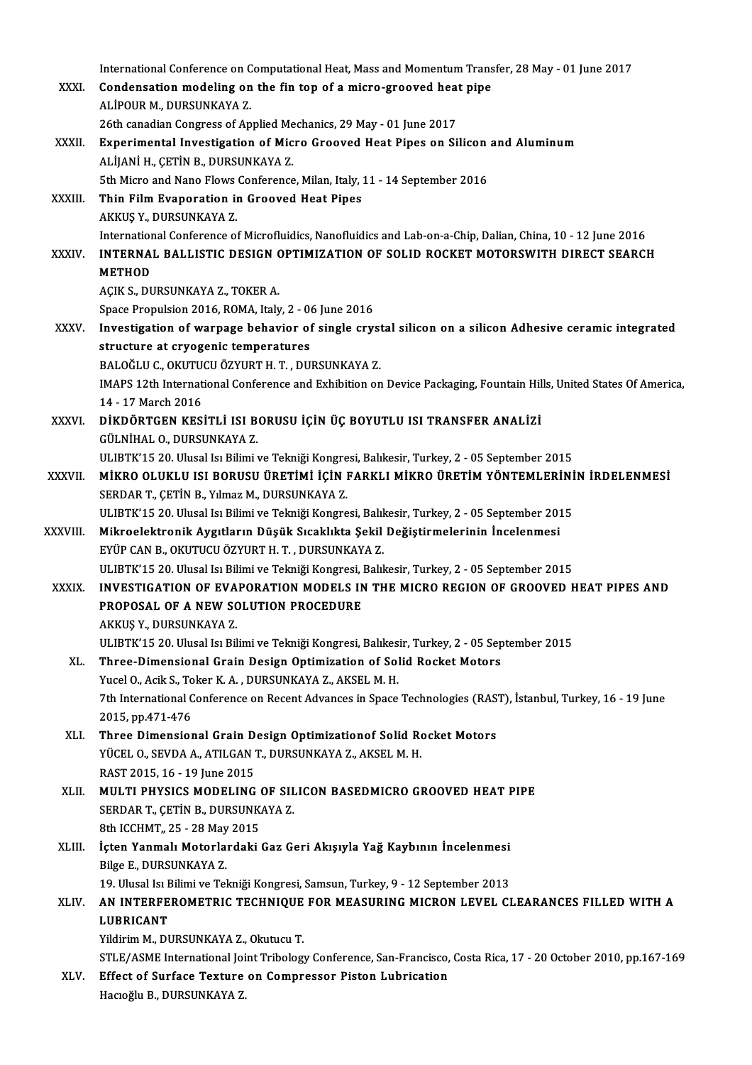International Conference on Computational Heat, Mass and Momentum Transfer, 28 May - 01 June 2017

XXXI. **Condensation modeling on the fin top of a micro-grooved heat pipe**
ALİPOUR M., DURSUNKAYA Z.
26th canadian Congress of Applied Mechanics, 29 May - 01 June 2017

XXXII. **Experimental Investigation of Micro Grooved Heat Pipes on Silicon and Aluminum**
ALİJANİ H., ÇETİN B., DURSUNKAYA Z.
5th Micro and Nano Flows Conference, Milan, Italy, 11 - 14 September 2016

XXXIII. **Thin Film Evaporation in Grooved Heat Pipes**
AKKUŞ Y., DURSUNKAYA Z.
International Conference of Microfluidics, Nanofluidics and Lab-on-a-Chip, Dalian, China, 10 - 12 June 2016

XXXIV. **INTERNAL BALLISTIC DESIGN OPTIMIZATION OF SOLID ROCKET MOTORSWITH DIRECT SEARCH METHOD**
AÇIK S., DURSUNKAYA Z., TOKER A.
Space Propulsion 2016, ROMA, Italy, 2 - 06 June 2016

XXXV. **Investigation of warpage behavior of single crystal silicon on a silicon Adhesive ceramic integrated structure at cryogenic temperatures**
BALOĞLU C., OKUTUCU ÖZYURT H. T. , DURSUNKAYA Z.
IMAPS 12th International Conference and Exhibition on Device Packaging, Fountain Hills, United States Of America, 14 - 17 March 2016

XXXVI. **DİKDÖRTGEN KESİTLİ ISI BORUSU İÇİN ÜÇ BOYUTLU ISI TRANSFER ANALİZİ**
GÜLNİHAL O., DURSUNKAYA Z.
ULIBTK'15 20. Ulusal Isı Bilimi ve Tekniği Kongresi, Balıkesir, Turkey, 2 - 05 September 2015

XXXVII. **MİKRO OLUKLU ISI BORUSU ÜRETİMİ İÇİN FARKLI MİKRO ÜRETİM YÖNTEMLERİNİN İRDELENMESİ**
SERDAR T., ÇETİN B., Yılmaz M., DURSUNKAYA Z.
ULIBTK'15 20. Ulusal Isı Bilimi ve Tekniği Kongresi, Balıkesir, Turkey, 2 - 05 September 2015

XXXVIII. **Mikroelektronik Aygıtların Düşük Sıcaklıkta Şekil Değiştirmelerinin İncelenmesi**
EYÜP CAN B., OKUTUCU ÖZYURT H. T. , DURSUNKAYA Z.
ULIBTK'15 20. Ulusal Isı Bilimi ve Tekniği Kongresi, Balıkesir, Turkey, 2 - 05 September 2015

XXXIX. **INVESTIGATION OF EVAPORATION MODELS IN THE MICRO REGION OF GROOVED HEAT PIPES AND PROPOSAL OF A NEW SOLUTION PROCEDURE**
AKKUŞ Y., DURSUNKAYA Z.
ULIBTK'15 20. Ulusal Isı Bilimi ve Tekniği Kongresi, Balıkesir, Turkey, 2 - 05 September 2015

XL. **Three-Dimensional Grain Design Optimization of Solid Rocket Motors**
Yucel O., Acik S., Toker K. A. , DURSUNKAYA Z., AKSEL M. H.
7th International Conference on Recent Advances in Space Technologies (RAST), İstanbul, Turkey, 16 - 19 June 2015, pp.471-476

XLI. **Three Dimensional Grain Design Optimizationof Solid Rocket Motors**
YÜCEL O., SEVDA A., ATILGAN T., DURSUNKAYA Z., AKSEL M. H.
RAST 2015, 16 - 19 June 2015

XLII. **MULTI PHYSICS MODELING OF SILICON BASEDMICRO GROOVED HEAT PIPE**
SERDAR T., ÇETİN B., DURSUNKAYA Z.
8th ICCHMT,, 25 - 28 May 2015

XLIII. **İçten Yanmalı Motorlardaki Gaz Geri Akışıyla Yağ Kaybının İncelenmesi**
Bilge E., DURSUNKAYA Z.
19. Ulusal Isı Bilimi ve Tekniği Kongresi, Samsun, Turkey, 9 - 12 September 2013

XLIV. **AN INTERFEROMETRIC TECHNIQUE FOR MEASURING MICRON LEVEL CLEARANCES FILLED WITH A LUBRICANT**
Yildirim M., DURSUNKAYA Z., Okutucu T.
STLE/ASME International Joint Tribology Conference, San-Francisco, Costa Rica, 17 - 20 October 2010, pp.167-169

XLV. **Effect of Surface Texture on Compressor Piston Lubrication**
Hacıoğlu B., DURSUNKAYA Z.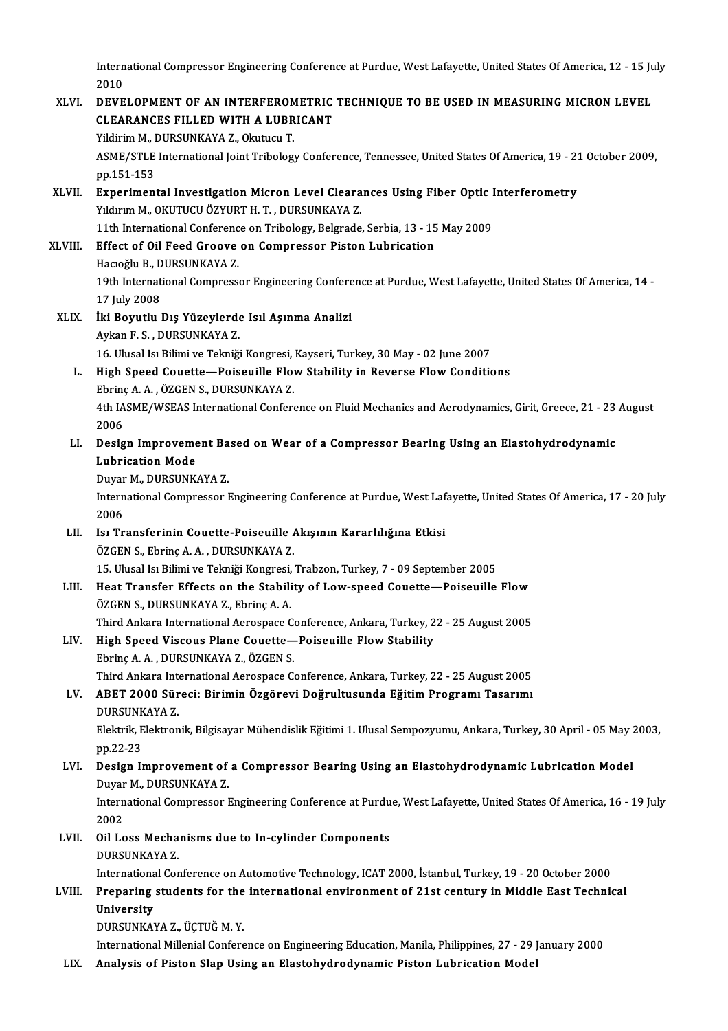International Compressor Engineering Conference at Purdue, West Lafayette, United States Of America, 12 - 15 July 2010

XLVI. **DEVELOPMENT OF AN INTERFEROMETRIC TECHNIQUE TO BE USED IN MEASURING MICRON LEVEL CLEARANCES FILLED WITH A LUBRICANT**
Yildirim M., DURSUNKAYA Z., Okutucu T.
ASME/STLE International Joint Tribology Conference, Tennessee, United States Of America, 19 - 21 October 2009, pp.151-153

XLVII. **Experimental Investigation Micron Level Clearances Using Fiber Optic Interferometry**
Yıldırım M., OKUTUCU ÖZYURT H. T. , DURSUNKAYA Z.
11th International Conference on Tribology, Belgrade, Serbia, 13 - 15 May 2009

XLVIII. **Effect of Oil Feed Groove on Compressor Piston Lubrication**
Hacıoğlu B., DURSUNKAYA Z.
19th International Compressor Engineering Conference at Purdue, West Lafayette, United States Of America, 14 - 17 July 2008

XLIX. **İki Boyutlu Dış Yüzeylerde Isıl Aşınma Analizi**
Aykan F. S. , DURSUNKAYA Z.
16. Ulusal Isı Bilimi ve Tekniği Kongresi, Kayseri, Turkey, 30 May - 02 June 2007

L. **High Speed Couette—Poiseuille Flow Stability in Reverse Flow Conditions**
Ebrinç A. A. , ÖZGEN S., DURSUNKAYA Z.
4th IASME/WSEAS International Conference on Fluid Mechanics and Aerodynamics, Girit, Greece, 21 - 23 August 2006

LI. **Design Improvement Based on Wear of a Compressor Bearing Using an Elastohydrodynamic Lubrication Mode**
Duyar M., DURSUNKAYA Z.
International Compressor Engineering Conference at Purdue, West Lafayette, United States Of America, 17 - 20 July 2006

LII. **Isı Transferinin Couette-Poiseuille Akışının Kararlılığına Etkisi**
ÖZGEN S., Ebrinç A. A. , DURSUNKAYA Z.
15. Ulusal Isı Bilimi ve Tekniği Kongresi, Trabzon, Turkey, 7 - 09 September 2005

LIII. **Heat Transfer Effects on the Stability of Low-speed Couette—Poiseuille Flow**
ÖZGEN S., DURSUNKAYA Z., Ebrinç A. A.
Third Ankara International Aerospace Conference, Ankara, Turkey, 22 - 25 August 2005

LIV. **High Speed Viscous Plane Couette—Poiseuille Flow Stability**
Ebrinç A. A. , DURSUNKAYA Z., ÖZGEN S.
Third Ankara International Aerospace Conference, Ankara, Turkey, 22 - 25 August 2005

LV. **ABET 2000 Süreci: Birimin Özgörevi Doğrultusunda Eğitim Programı Tasarımı**
DURSUNKAYA Z.
Elektrik, Elektronik, Bilgisayar Mühendislik Eğitimi 1. Ulusal Sempozyumu, Ankara, Turkey, 30 April - 05 May 2003, pp.22-23

LVI. **Design Improvement of a Compressor Bearing Using an Elastohydrodynamic Lubrication Model**
Duyar M., DURSUNKAYA Z.
International Compressor Engineering Conference at Purdue, West Lafayette, United States Of America, 16 - 19 July 2002

LVII. **Oil Loss Mechanisms due to In-cylinder Components**
DURSUNKAYA Z.
International Conference on Automotive Technology, ICAT 2000, İstanbul, Turkey, 19 - 20 October 2000

LVIII. **Preparing students for the international environment of 21st century in Middle East Technical University**
DURSUNKAYA Z., ÜÇTUĞ M. Y.
International Millenial Conference on Engineering Education, Manila, Philippines, 27 - 29 January 2000

LIX. **Analysis of Piston Slap Using an Elastohydrodynamic Piston Lubrication Model**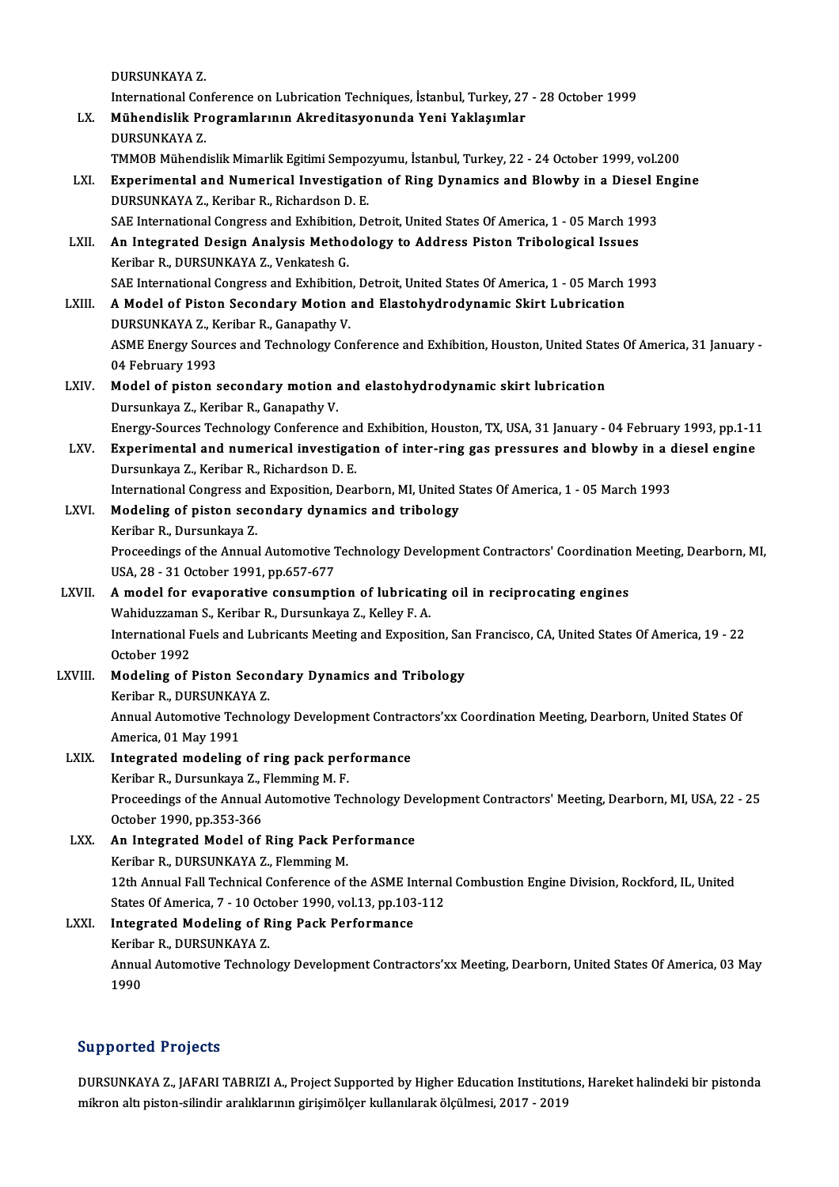DURSUNKAYA Z.
International Conference on Lubrication Techniques, İstanbul, Turkey, 27 - 28 October 1999

LX. **Mühendislik Programlarının Akreditasyonunda Yeni Yaklaşımlar**
DURSUNKAYA Z.
TMMOB Mühendislik Mimarlik Egitimi Sempozyumu, İstanbul, Turkey, 22 - 24 October 1999, vol.200

LXI. **Experimental and Numerical Investigation of Ring Dynamics and Blowby in a Diesel Engine**
DURSUNKAYA Z., Keribar R., Richardson D. E.
SAE International Congress and Exhibition, Detroit, United States Of America, 1 - 05 March 1993

LXII. **An Integrated Design Analysis Methodology to Address Piston Tribological Issues**
Keribar R., DURSUNKAYA Z., Venkatesh G.
SAE International Congress and Exhibition, Detroit, United States Of America, 1 - 05 March 1993

LXIII. **A Model of Piston Secondary Motion and Elastohydrodynamic Skirt Lubrication**
DURSUNKAYA Z., Keribar R., Ganapathy V.
ASME Energy Sources and Technology Conference and Exhibition, Houston, United States Of America, 31 January - 04 February 1993

LXIV. **Model of piston secondary motion and elastohydrodynamic skirt lubrication**
Dursunkaya Z., Keribar R., Ganapathy V.
Energy-Sources Technology Conference and Exhibition, Houston, TX, USA, 31 January - 04 February 1993, pp.1-11

LXV. **Experimental and numerical investigation of inter-ring gas pressures and blowby in a diesel engine**
Dursunkaya Z., Keribar R., Richardson D. E.
International Congress and Exposition, Dearborn, MI, United States Of America, 1 - 05 March 1993

LXVI. **Modeling of piston secondary dynamics and tribology**
Keribar R., Dursunkaya Z.
Proceedings of the Annual Automotive Technology Development Contractors' Coordination Meeting, Dearborn, MI, USA, 28 - 31 October 1991, pp.657-677

LXVII. **A model for evaporative consumption of lubricating oil in reciprocating engines**
Wahiduzzaman S., Keribar R., Dursunkaya Z., Kelley F. A.
International Fuels and Lubricants Meeting and Exposition, San Francisco, CA, United States Of America, 19 - 22 October 1992

LXVIII. **Modeling of Piston Secondary Dynamics and Tribology**
Keribar R., DURSUNKAYA Z.
Annual Automotive Technology Development Contractors'xx Coordination Meeting, Dearborn, United States Of America, 01 May 1991

LXIX. **Integrated modeling of ring pack performance**
Keribar R., Dursunkaya Z., Flemming M. F.
Proceedings of the Annual Automotive Technology Development Contractors' Meeting, Dearborn, MI, USA, 22 - 25 October 1990, pp.353-366

LXX. **An Integrated Model of Ring Pack Performance**
Keribar R., DURSUNKAYA Z., Flemming M.
12th Annual Fall Technical Conference of the ASME Internal Combustion Engine Division, Rockford, IL, United States Of America, 7 - 10 October 1990, vol.13, pp.103-112

LXXI. **Integrated Modeling of Ring Pack Performance**
Keribar R., DURSUNKAYA Z.
Annual Automotive Technology Development Contractors'xx Meeting, Dearborn, United States Of America, 03 May 1990

## Supported Projects

DURSUNKAYA Z., JAFARI TABRIZI A., Project Supported by Higher Education Institutions, Hareket halindeki bir pistonda mikron altı piston-silindir aralıklarının girişimölçer kullanılarak ölçülmesi, 2017 - 2019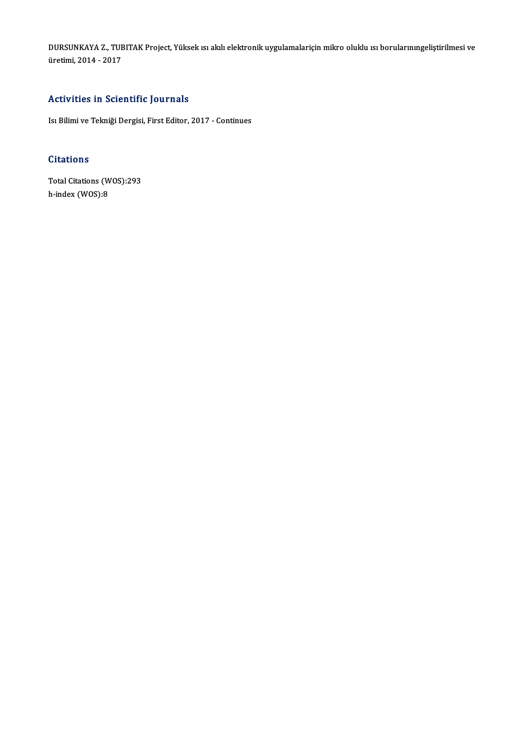DURSUNKAYA Z., TUBITAK Project, Yüksek ısı akılı elektronik uygulamalariçin mikro oluklu ısı borularınıngeliştirilmesi ve üretimi, 2014 - 2017

## Activities in Scientific Journals

Isı Bilimi ve Tekniği Dergisi, First Editor, 2017 - Continues

## Citations

Total Citations (WOS):293
h-index (WOS):8